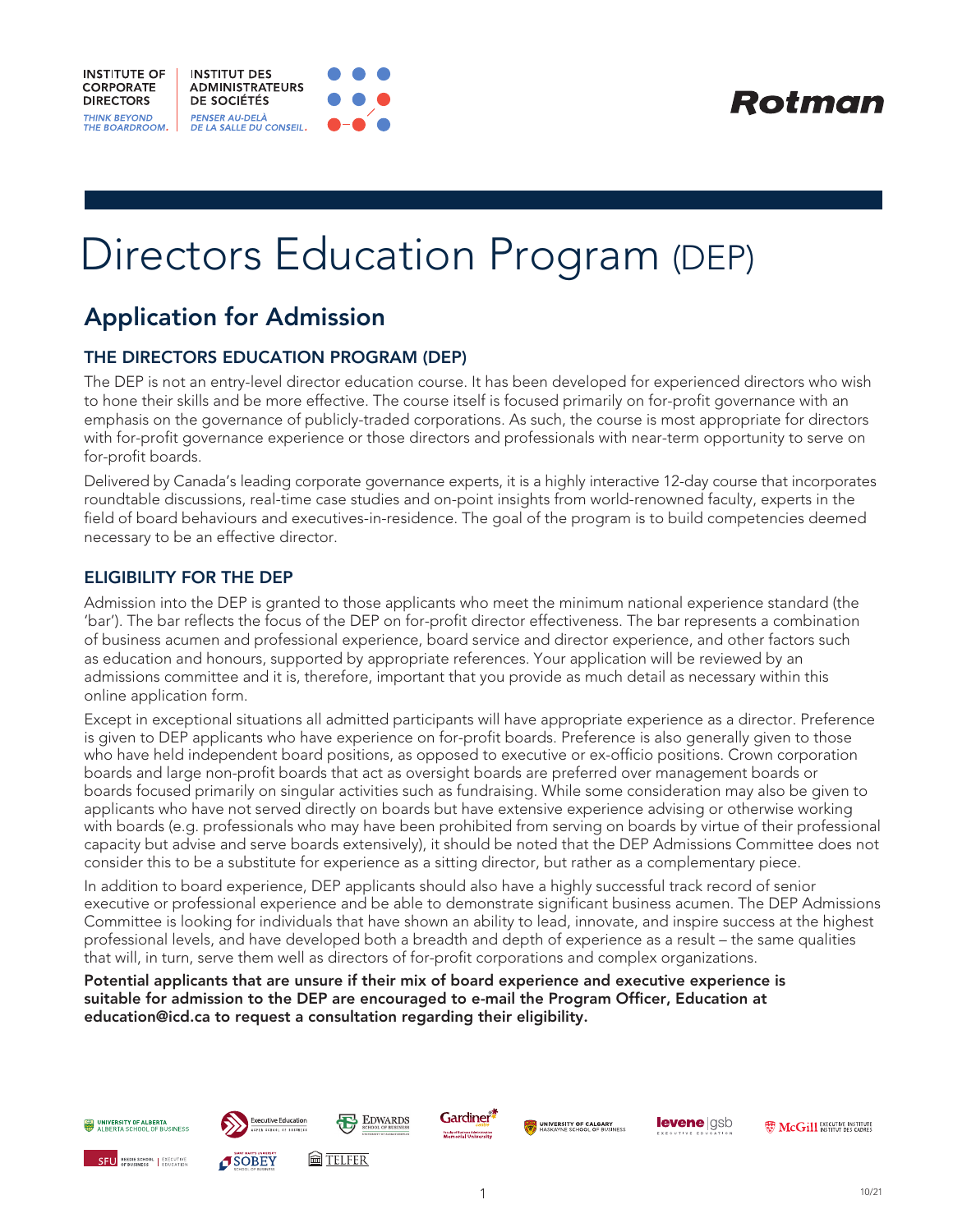INSTITUTE OF CORPORATE DIRECTORS
*THINK BEYOND THE BOARDROOM.*

INSTITUT DES ADMINISTRATEURS DE SOCIÉTÉS
*PENSER AU-DELÀ DE LA SALLE DU CONSEIL.*

Rotman

# Directors Education Program (DEP)

## Application for Admission

### THE DIRECTORS EDUCATION PROGRAM (DEP)

The DEP is not an entry-level director education course. It has been developed for experienced directors who wish to hone their skills and be more effective. The course itself is focused primarily on for-profit governance with an emphasis on the governance of publicly-traded corporations. As such, the course is most appropriate for directors with for-profit governance experience or those directors and professionals with near-term opportunity to serve on for-profit boards.

Delivered by Canada's leading corporate governance experts, it is a highly interactive 12-day course that incorporates roundtable discussions, real-time case studies and on-point insights from world-renowned faculty, experts in the field of board behaviours and executives-in-residence. The goal of the program is to build competencies deemed necessary to be an effective director.

### ELIGIBILITY FOR THE DEP

Admission into the DEP is granted to those applicants who meet the minimum national experience standard (the 'bar'). The bar reflects the focus of the DEP on for-profit director effectiveness. The bar represents a combination of business acumen and professional experience, board service and director experience, and other factors such as education and honours, supported by appropriate references. Your application will be reviewed by an admissions committee and it is, therefore, important that you provide as much detail as necessary within this online application form.

Except in exceptional situations all admitted participants will have appropriate experience as a director. Preference is given to DEP applicants who have experience on for-profit boards. Preference is also generally given to those who have held independent board positions, as opposed to executive or ex-officio positions. Crown corporation boards and large non-profit boards that act as oversight boards are preferred over management boards or boards focused primarily on singular activities such as fundraising. While some consideration may also be given to applicants who have not served directly on boards but have extensive experience advising or otherwise working with boards (e.g. professionals who may have been prohibited from serving on boards by virtue of their professional capacity but advise and serve boards extensively), it should be noted that the DEP Admissions Committee does not consider this to be a substitute for experience as a sitting director, but rather as a complementary piece.

In addition to board experience, DEP applicants should also have a highly successful track record of senior executive or professional experience and be able to demonstrate significant business acumen. The DEP Admissions Committee is looking for individuals that have shown an ability to lead, innovate, and inspire success at the highest professional levels, and have developed both a breadth and depth of experience as a result – the same qualities that will, in turn, serve them well as directors of for-profit corporations and complex organizations.

**Potential applicants that are unsure if their mix of board experience and executive experience is suitable for admission to the DEP are encouraged to e-mail the Program Officer, Education at education@icd.ca to request a consultation regarding their eligibility.**

University of Alberta Alberta School of Business · Executive Education Asper School of Business · Edwards School of Business University of Saskatchewan · Gardiner Centre Faculty of Business Administration Memorial University · University of Calgary Haskayne School of Business · levene | gsb Executive Education · McGill Executive Institute / Institut des cadres · SFU Beedie School of Business Executive Education · Saint Mary's University Sobey School of Business · Telfer

10/21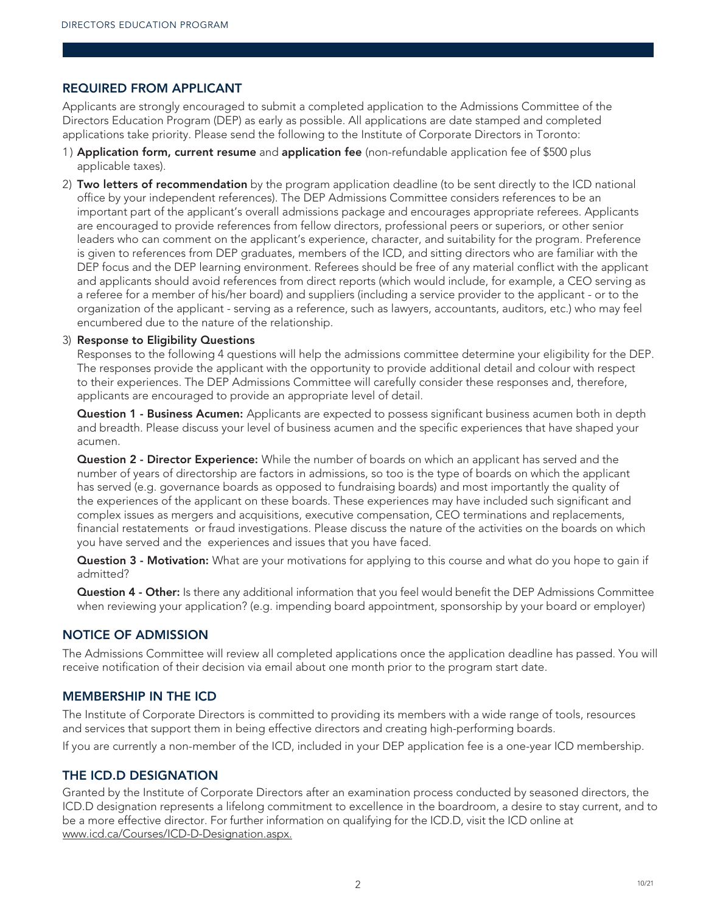## REQUIRED FROM APPLICANT

Applicants are strongly encouraged to submit a completed application to the Admissions Committee of the Directors Education Program (DEP) as early as possible. All applications are date stamped and completed applications take priority. Please send the following to the Institute of Corporate Directors in Toronto:

1) **Application form, current resume** and **application fee** (non-refundable application fee of $500 plus applicable taxes).

2) **Two letters of recommendation** by the program application deadline (to be sent directly to the ICD national office by your independent references). The DEP Admissions Committee considers references to be an important part of the applicant's overall admissions package and encourages appropriate referees. Applicants are encouraged to provide references from fellow directors, professional peers or superiors, or other senior leaders who can comment on the applicant's experience, character, and suitability for the program. Preference is given to references from DEP graduates, members of the ICD, and sitting directors who are familiar with the DEP focus and the DEP learning environment. Referees should be free of any material conflict with the applicant and applicants should avoid references from direct reports (which would include, for example, a CEO serving as a referee for a member of his/her board) and suppliers (including a service provider to the applicant - or to the organization of the applicant - serving as a reference, such as lawyers, accountants, auditors, etc.) who may feel encumbered due to the nature of the relationship.

3) **Response to Eligibility Questions**

   Responses to the following 4 questions will help the admissions committee determine your eligibility for the DEP. The responses provide the applicant with the opportunity to provide additional detail and colour with respect to their experiences. The DEP Admissions Committee will carefully consider these responses and, therefore, applicants are encouraged to provide an appropriate level of detail.

   **Question 1 - Business Acumen:** Applicants are expected to possess significant business acumen both in depth and breadth. Please discuss your level of business acumen and the specific experiences that have shaped your acumen.

   **Question 2 - Director Experience:** While the number of boards on which an applicant has served and the number of years of directorship are factors in admissions, so too is the type of boards on which the applicant has served (e.g. governance boards as opposed to fundraising boards) and most importantly the quality of the experiences of the applicant on these boards. These experiences may have included such significant and complex issues as mergers and acquisitions, executive compensation, CEO terminations and replacements, financial restatements or fraud investigations. Please discuss the nature of the activities on the boards on which you have served and the experiences and issues that you have faced.

   **Question 3 - Motivation:** What are your motivations for applying to this course and what do you hope to gain if admitted?

   **Question 4 - Other:** Is there any additional information that you feel would benefit the DEP Admissions Committee when reviewing your application? (e.g. impending board appointment, sponsorship by your board or employer)

## NOTICE OF ADMISSION

The Admissions Committee will review all completed applications once the application deadline has passed. You will receive notification of their decision via email about one month prior to the program start date.

## MEMBERSHIP IN THE ICD

The Institute of Corporate Directors is committed to providing its members with a wide range of tools, resources and services that support them in being effective directors and creating high-performing boards.

If you are currently a non-member of the ICD, included in your DEP application fee is a one-year ICD membership.

## THE ICD.D DESIGNATION

Granted by the Institute of Corporate Directors after an examination process conducted by seasoned directors, the ICD.D designation represents a lifelong commitment to excellence in the boardroom, a desire to stay current, and to be a more effective director. For further information on qualifying for the ICD.D, visit the ICD online at www.icd.ca/Courses/ICD-D-Designation.aspx.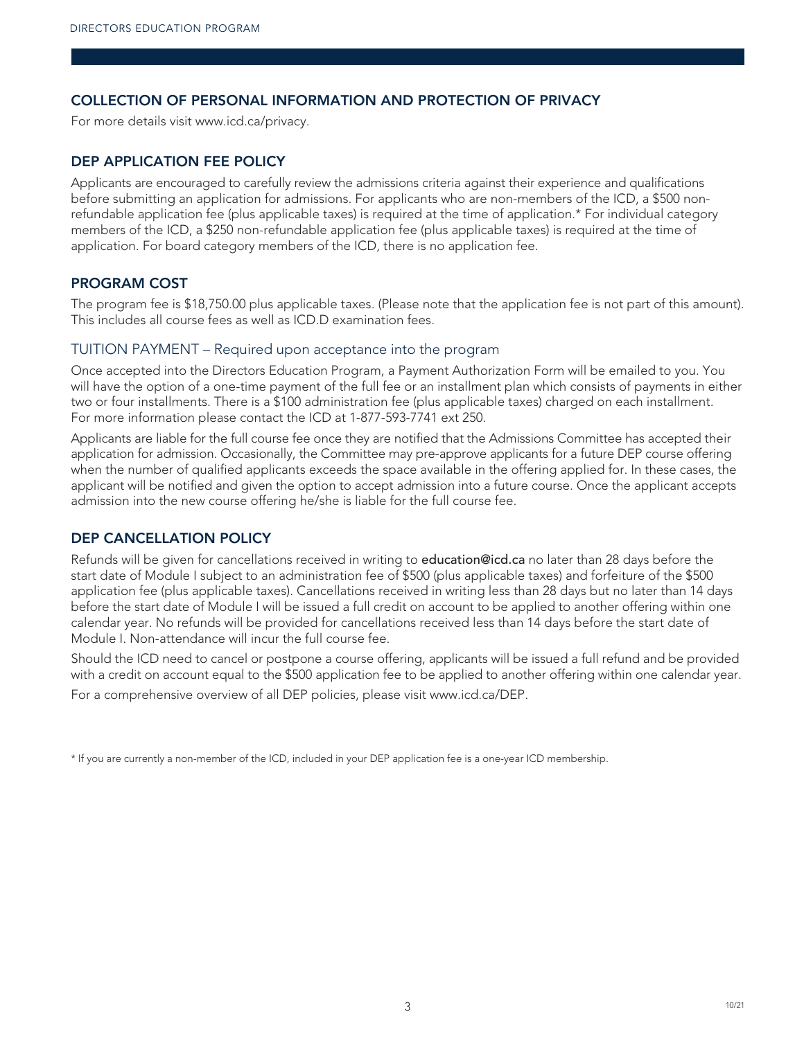## COLLECTION OF PERSONAL INFORMATION AND PROTECTION OF PRIVACY

For more details visit www.icd.ca/privacy.

## DEP APPLICATION FEE POLICY

Applicants are encouraged to carefully review the admissions criteria against their experience and qualifications before submitting an application for admissions. For applicants who are non-members of the ICD, a $500 non-refundable application fee (plus applicable taxes) is required at the time of application.* For individual category members of the ICD, a $250 non-refundable application fee (plus applicable taxes) is required at the time of application. For board category members of the ICD, there is no application fee.

## PROGRAM COST

The program fee is $18,750.00 plus applicable taxes. (Please note that the application fee is not part of this amount). This includes all course fees as well as ICD.D examination fees.

### TUITION PAYMENT – Required upon acceptance into the program

Once accepted into the Directors Education Program, a Payment Authorization Form will be emailed to you. You will have the option of a one-time payment of the full fee or an installment plan which consists of payments in either two or four installments. There is a $100 administration fee (plus applicable taxes) charged on each installment. For more information please contact the ICD at 1-877-593-7741 ext 250.

Applicants are liable for the full course fee once they are notified that the Admissions Committee has accepted their application for admission. Occasionally, the Committee may pre-approve applicants for a future DEP course offering when the number of qualified applicants exceeds the space available in the offering applied for. In these cases, the applicant will be notified and given the option to accept admission into a future course. Once the applicant accepts admission into the new course offering he/she is liable for the full course fee.

## DEP CANCELLATION POLICY

Refunds will be given for cancellations received in writing to **education@icd.ca** no later than 28 days before the start date of Module I subject to an administration fee of $500 (plus applicable taxes) and forfeiture of the $500 application fee (plus applicable taxes). Cancellations received in writing less than 28 days but no later than 14 days before the start date of Module I will be issued a full credit on account to be applied to another offering within one calendar year. No refunds will be provided for cancellations received less than 14 days before the start date of Module I. Non-attendance will incur the full course fee.

Should the ICD need to cancel or postpone a course offering, applicants will be issued a full refund and be provided with a credit on account equal to the $500 application fee to be applied to another offering within one calendar year.

For a comprehensive overview of all DEP policies, please visit www.icd.ca/DEP.

\* If you are currently a non-member of the ICD, included in your DEP application fee is a one-year ICD membership.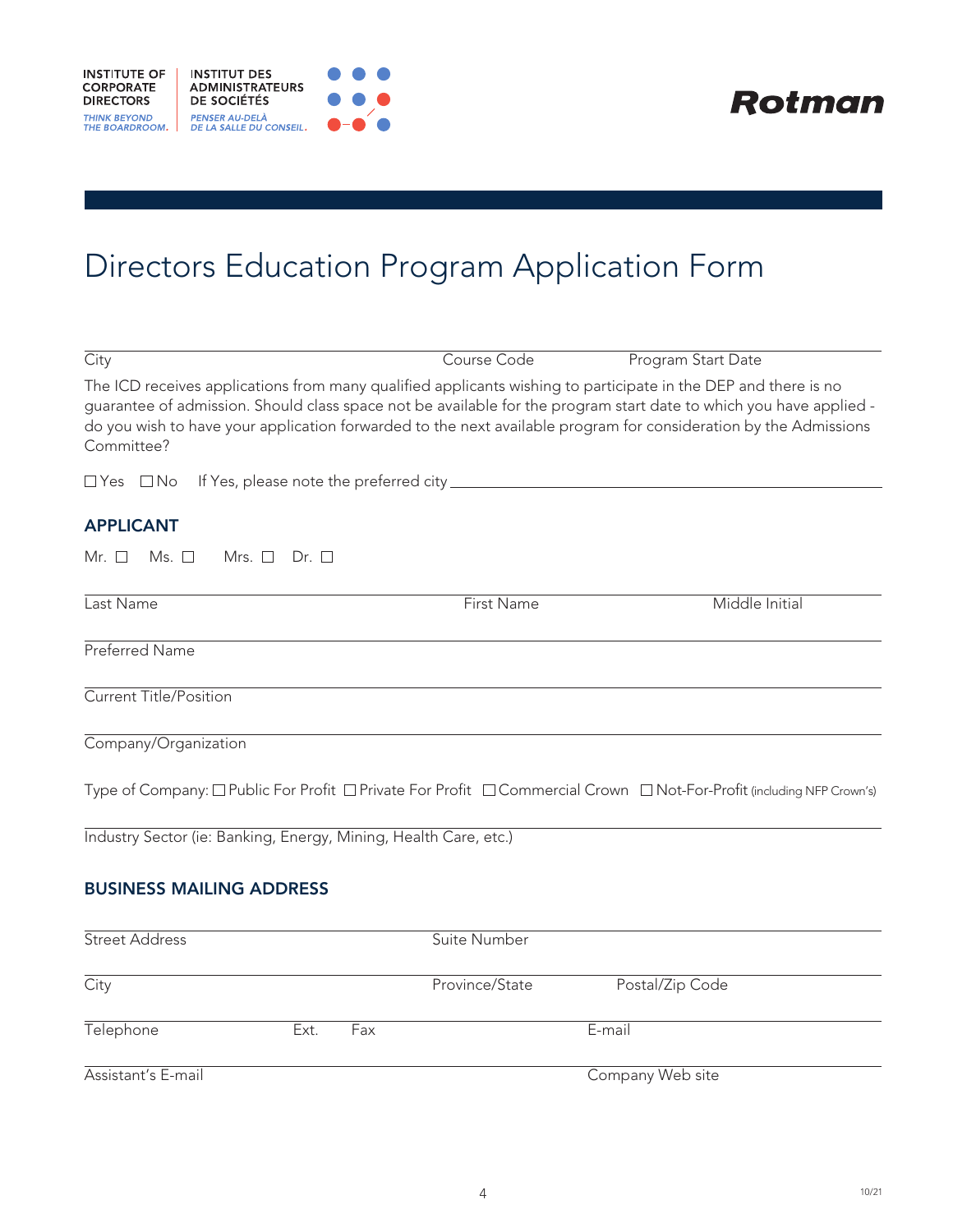INSTITUTE OF CORPORATE DIRECTORS
*THINK BEYOND THE BOARDROOM.*

INSTITUT DES ADMINISTRATEURS DE SOCIÉTÉS
*PENSER AU-DELÀ DE LA SALLE DU CONSEIL.*

Rotman

# Directors Education Program Application Form

City ______ Course Code ______ Program Start Date ______

The ICD receives applications from many qualified applicants wishing to participate in the DEP and there is no guarantee of admission. Should class space not be available for the program start date to which you have applied - do you wish to have your application forwarded to the next available program for consideration by the Admissions Committee?

☐ Yes ☐ No If Yes, please note the preferred city ______

## APPLICANT

Mr. ☐ Ms. ☐ Mrs. ☐ Dr. ☐

Last Name ______ First Name ______ Middle Initial ______

Preferred Name ______

Current Title/Position ______

Company/Organization ______

Type of Company: ☐ Public For Profit ☐ Private For Profit ☐ Commercial Crown ☐ Not-For-Profit (including NFP Crown's)

Industry Sector (ie: Banking, Energy, Mining, Health Care, etc.) ______

## BUSINESS MAILING ADDRESS

Street Address ______ Suite Number ______

City ______ Province/State ______ Postal/Zip Code ______

Telephone ______ Ext. ______ Fax ______ E-mail ______

Assistant's E-mail ______ Company Web site ______

10/21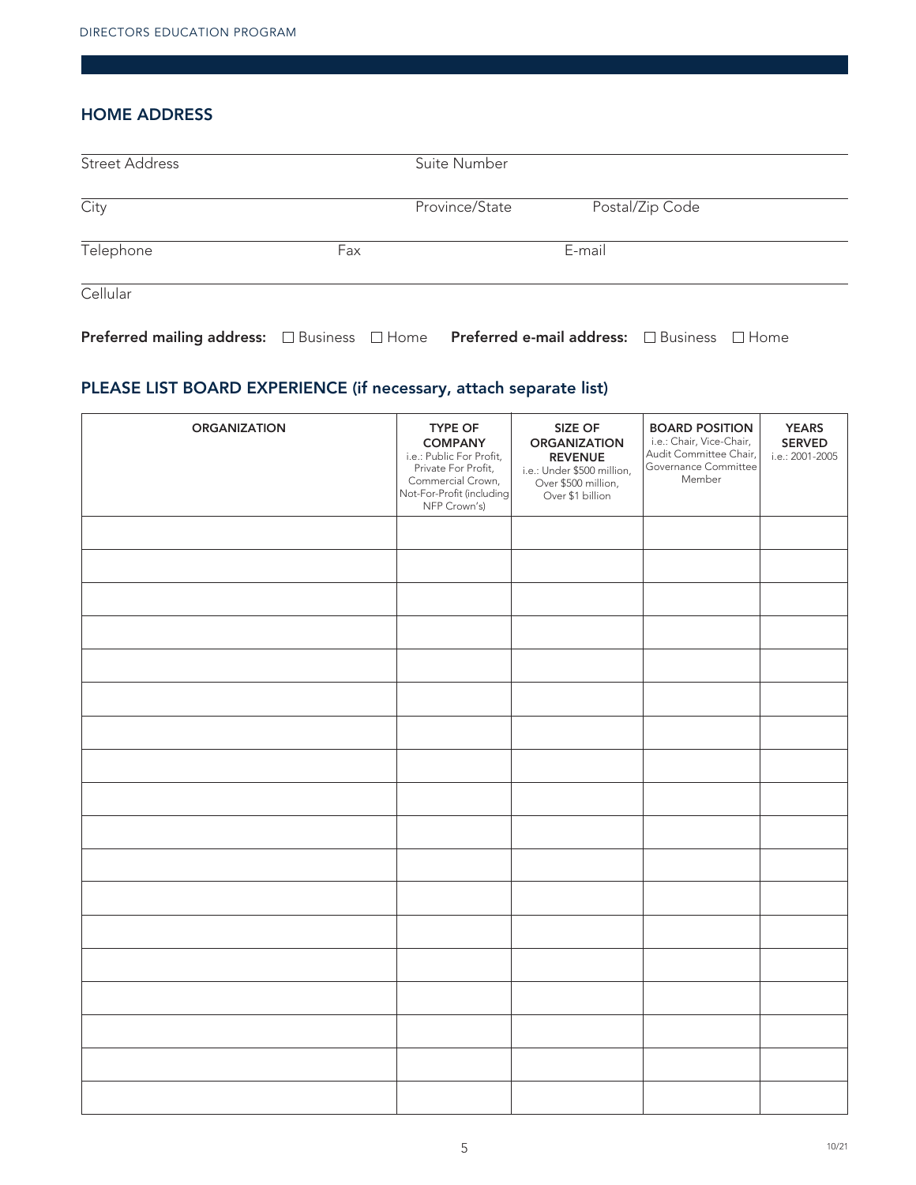## HOME ADDRESS

Street Address | Suite Number

City | Province/State | Postal/Zip Code

Telephone | Fax | E-mail

Cellular

**Preferred mailing address:** ☐ Business ☐ Home **Preferred e-mail address:** ☐ Business ☐ Home

## PLEASE LIST BOARD EXPERIENCE (if necessary, attach separate list)

| ORGANIZATION | TYPE OF COMPANY i.e.: Public For Profit, Private For Profit, Commercial Crown, Not-For-Profit (including NFP Crown's) | SIZE OF ORGANIZATION REVENUE i.e.: Under $500 million, Over $500 million, Over $1 billion | BOARD POSITION i.e.: Chair, Vice-Chair, Audit Committee Chair, Governance Committee Member | YEARS SERVED i.e.: 2001-2005 |
|---|---|---|---|---|
| | | | | |
| | | | | |
| | | | | |
| | | | | |
| | | | | |
| | | | | |
| | | | | |
| | | | | |
| | | | | |
| | | | | |
| | | | | |
| | | | | |
| | | | | |
| | | | | |
| | | | | |
| | | | | |
| | | | | |
| | | | | |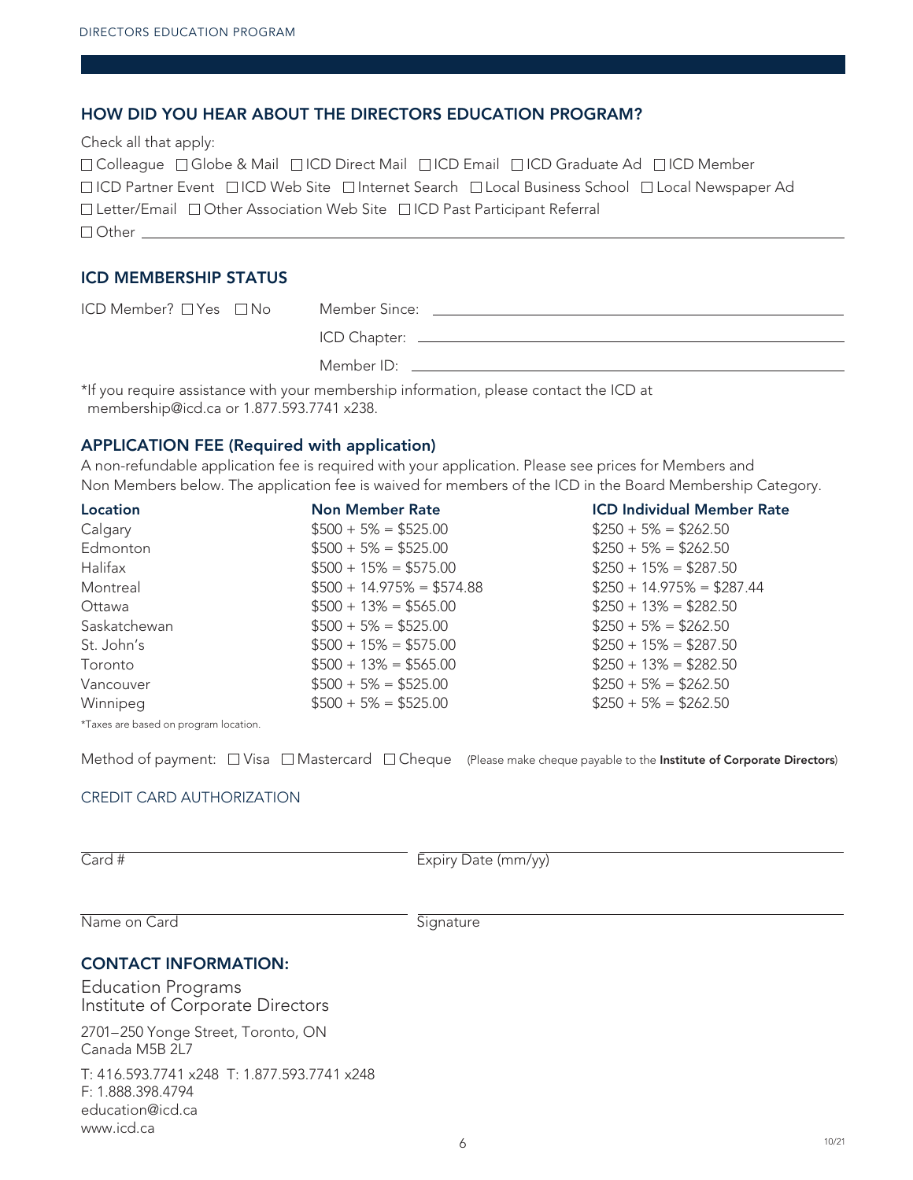## HOW DID YOU HEAR ABOUT THE DIRECTORS EDUCATION PROGRAM?

Check all that apply:

☐ Colleague ☐ Globe & Mail ☐ ICD Direct Mail ☐ ICD Email ☐ ICD Graduate Ad ☐ ICD Member
☐ ICD Partner Event ☐ ICD Web Site ☐ Internet Search ☐ Local Business School ☐ Local Newspaper Ad
☐ Letter/Email ☐ Other Association Web Site ☐ ICD Past Participant Referral
☐ Other ______________________________

## ICD MEMBERSHIP STATUS

ICD Member? ☐ Yes ☐ No

Member Since: ______________________________

ICD Chapter: ______________________________

Member ID: ______________________________

*If you require assistance with your membership information, please contact the ICD at membership@icd.ca or 1.877.593.7741 x238.

## APPLICATION FEE (Required with application)

A non-refundable application fee is required with your application. Please see prices for Members and Non Members below. The application fee is waived for members of the ICD in the Board Membership Category.

| Location | Non Member Rate | ICD Individual Member Rate |
|---|---|---|
| Calgary | $500 + 5% = $525.00 | $250 + 5% = $262.50 |
| Edmonton | $500 + 5% = $525.00 | $250 + 5% = $262.50 |
| Halifax | $500 + 15% = $575.00 | $250 + 15% = $287.50 |
| Montreal | $500 + 14.975% = $574.88 | $250 + 14.975% = $287.44 |
| Ottawa | $500 + 13% = $565.00 | $250 + 13% = $282.50 |
| Saskatchewan | $500 + 5% = $525.00 | $250 + 5% = $262.50 |
| St. John's | $500 + 15% = $575.00 | $250 + 15% = $287.50 |
| Toronto | $500 + 13% = $565.00 | $250 + 13% = $282.50 |
| Vancouver | $500 + 5% = $525.00 | $250 + 5% = $262.50 |
| Winnipeg | $500 + 5% = $525.00 | $250 + 5% = $262.50 |

*Taxes are based on program location.

Method of payment: ☐ Visa ☐ Mastercard ☐ Cheque (Please make cheque payable to the **Institute of Corporate Directors**)

CREDIT CARD AUTHORIZATION

______________________________ ______________________________
Card # Expiry Date (mm/yy)

______________________________ ______________________________
Name on Card Signature

## CONTACT INFORMATION:

Education Programs
Institute of Corporate Directors

2701–250 Yonge Street, Toronto, ON
Canada M5B 2L7

T: 416.593.7741 x248 T: 1.877.593.7741 x248
F: 1.888.398.4794
education@icd.ca
www.icd.ca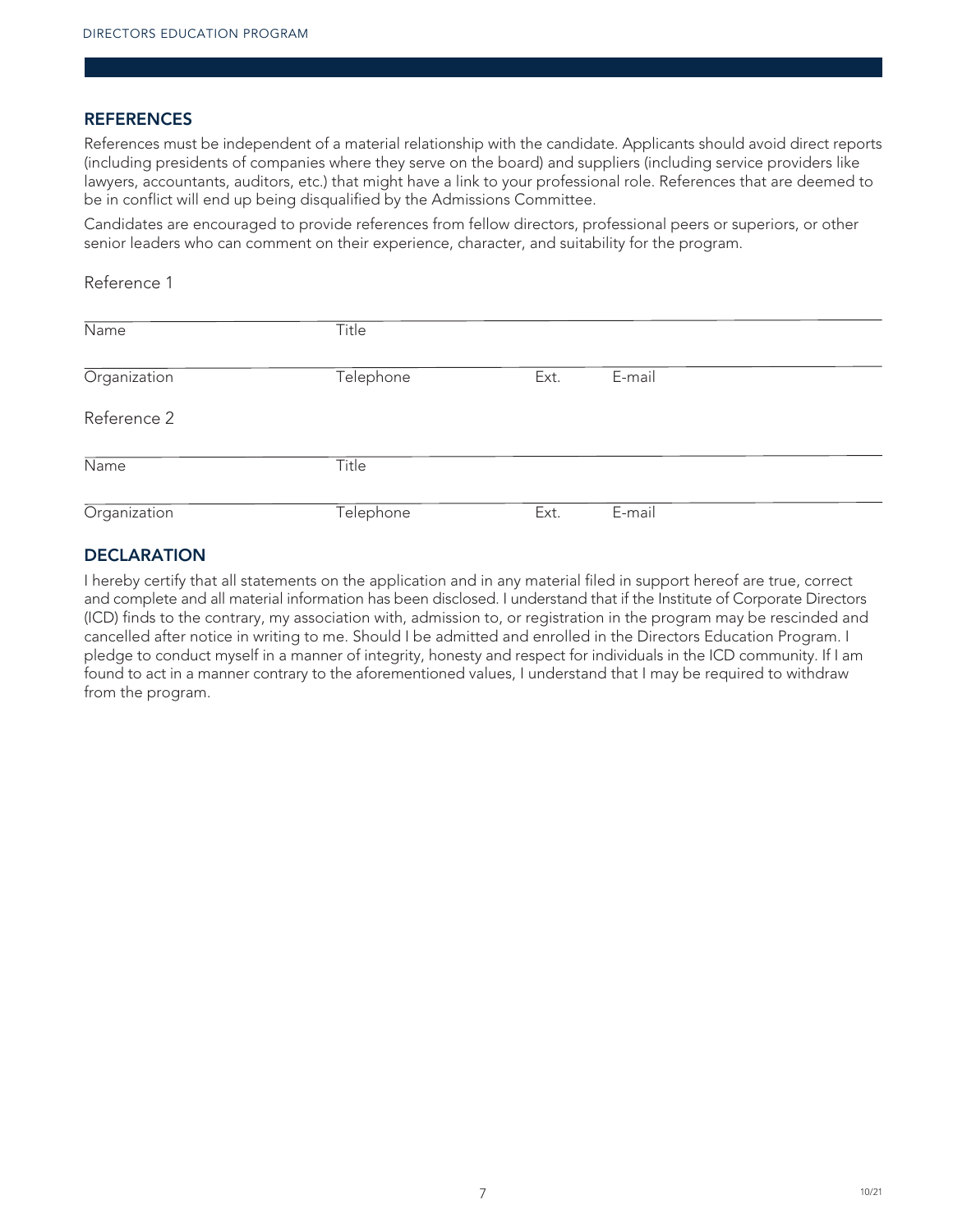## REFERENCES

References must be independent of a material relationship with the candidate. Applicants should avoid direct reports (including presidents of companies where they serve on the board) and suppliers (including service providers like lawyers, accountants, auditors, etc.) that might have a link to your professional role. References that are deemed to be in conflict will end up being disqualified by the Admissions Committee.

Candidates are encouraged to provide references from fellow directors, professional peers or superiors, or other senior leaders who can comment on their experience, character, and suitability for the program.

Reference 1

| Name | Title | | |
|---|---|---|---|
| Organization | Telephone | Ext. | E-mail |

Reference 2

| Name | Title | | |
|---|---|---|---|
| Organization | Telephone | Ext. | E-mail |

## DECLARATION

I hereby certify that all statements on the application and in any material filed in support hereof are true, correct and complete and all material information has been disclosed. I understand that if the Institute of Corporate Directors (ICD) finds to the contrary, my association with, admission to, or registration in the program may be rescinded and cancelled after notice in writing to me. Should I be admitted and enrolled in the Directors Education Program. I pledge to conduct myself in a manner of integrity, honesty and respect for individuals in the ICD community. If I am found to act in a manner contrary to the aforementioned values, I understand that I may be required to withdraw from the program.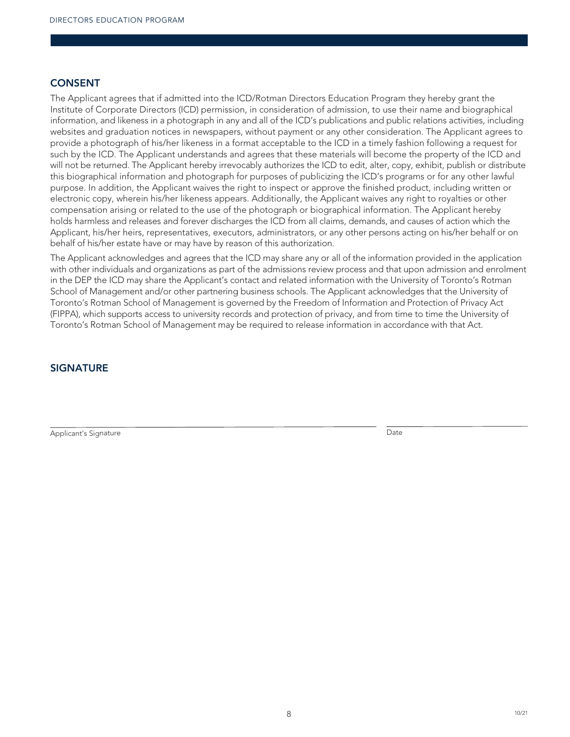## CONSENT

The Applicant agrees that if admitted into the ICD/Rotman Directors Education Program they hereby grant the Institute of Corporate Directors (ICD) permission, in consideration of admission, to use their name and biographical information, and likeness in a photograph in any and all of the ICD's publications and public relations activities, including websites and graduation notices in newspapers, without payment or any other consideration. The Applicant agrees to provide a photograph of his/her likeness in a format acceptable to the ICD in a timely fashion following a request for such by the ICD. The Applicant understands and agrees that these materials will become the property of the ICD and will not be returned. The Applicant hereby irrevocably authorizes the ICD to edit, alter, copy, exhibit, publish or distribute this biographical information and photograph for purposes of publicizing the ICD's programs or for any other lawful purpose. In addition, the Applicant waives the right to inspect or approve the finished product, including written or electronic copy, wherein his/her likeness appears. Additionally, the Applicant waives any right to royalties or other compensation arising or related to the use of the photograph or biographical information. The Applicant hereby holds harmless and releases and forever discharges the ICD from all claims, demands, and causes of action which the Applicant, his/her heirs, representatives, executors, administrators, or any other persons acting on his/her behalf or on behalf of his/her estate have or may have by reason of this authorization.

The Applicant acknowledges and agrees that the ICD may share any or all of the information provided in the application with other individuals and organizations as part of the admissions review process and that upon admission and enrolment in the DEP the ICD may share the Applicant's contact and related information with the University of Toronto's Rotman School of Management and/or other partnering business schools. The Applicant acknowledges that the University of Toronto's Rotman School of Management is governed by the Freedom of Information and Protection of Privacy Act (FIPPA), which supports access to university records and protection of privacy, and from time to time the University of Toronto's Rotman School of Management may be required to release information in accordance with that Act.

## SIGNATURE

| Applicant's Signature | Date |
|---|---|
| | |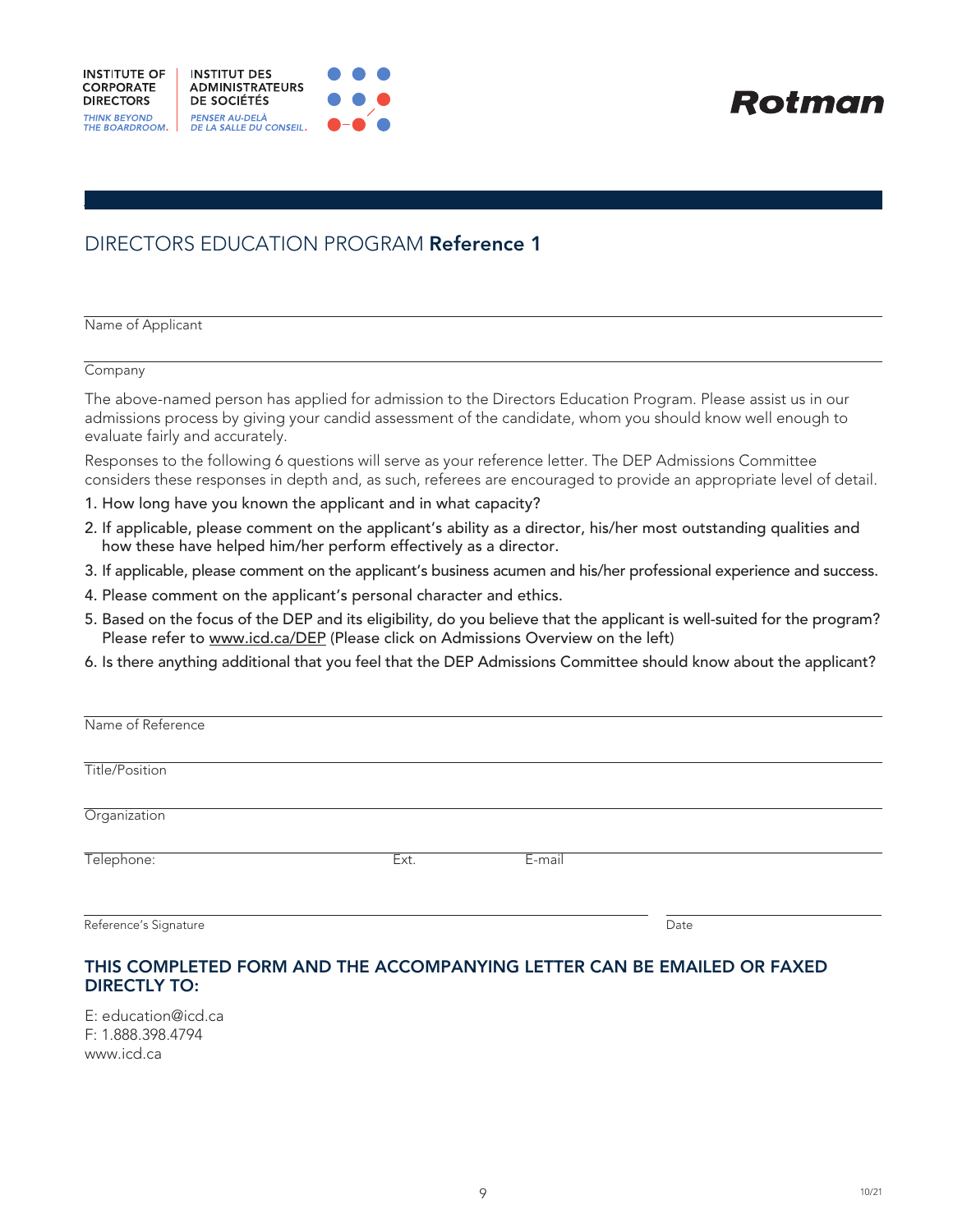INSTITUTE OF CORPORATE DIRECTORS
THINK BEYOND THE BOARDROOM.

INSTITUT DES ADMINISTRATEURS DE SOCIÉTÉS
PENSER AU-DELÀ DE LA SALLE DU CONSEIL.

Rotman

# DIRECTORS EDUCATION PROGRAM **Reference 1**

Name of Applicant

Company

The above-named person has applied for admission to the Directors Education Program. Please assist us in our admissions process by giving your candid assessment of the candidate, whom you should know well enough to evaluate fairly and accurately.

Responses to the following 6 questions will serve as your reference letter. The DEP Admissions Committee considers these responses in depth and, as such, referees are encouraged to provide an appropriate level of detail.

1. How long have you known the applicant and in what capacity?
2. If applicable, please comment on the applicant's ability as a director, his/her most outstanding qualities and how these have helped him/her perform effectively as a director.
3. If applicable, please comment on the applicant's business acumen and his/her professional experience and success.
4. Please comment on the applicant's personal character and ethics.
5. Based on the focus of the DEP and its eligibility, do you believe that the applicant is well-suited for the program? Please refer to www.icd.ca/DEP (Please click on Admissions Overview on the left)
6. Is there anything additional that you feel that the DEP Admissions Committee should know about the applicant?

Name of Reference

Title/Position

Organization

Telephone: Ext. E-mail

Reference's Signature Date

## THIS COMPLETED FORM AND THE ACCOMPANYING LETTER CAN BE EMAILED OR FAXED DIRECTLY TO:

E: education@icd.ca
F: 1.888.398.4794
www.icd.ca

10/21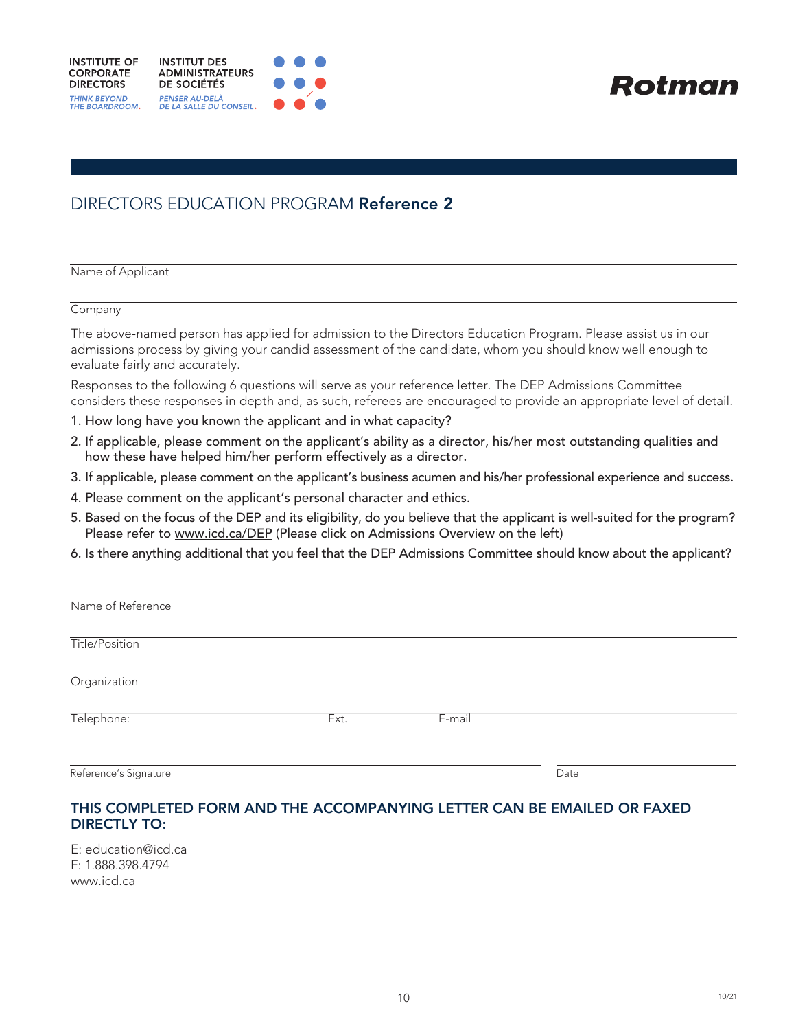INSTITUTE OF CORPORATE DIRECTORS
*THINK BEYOND THE BOARDROOM.*

INSTITUT DES ADMINISTRATEURS DE SOCIÉTÉS
*PENSER AU-DELÀ DE LA SALLE DU CONSEIL.*

Rotman

## DIRECTORS EDUCATION PROGRAM **Reference 2**

Name of Applicant

Company

The above-named person has applied for admission to the Directors Education Program. Please assist us in our admissions process by giving your candid assessment of the candidate, whom you should know well enough to evaluate fairly and accurately.

Responses to the following 6 questions will serve as your reference letter. The DEP Admissions Committee considers these responses in depth and, as such, referees are encouraged to provide an appropriate level of detail.

1. How long have you known the applicant and in what capacity?
2. If applicable, please comment on the applicant's ability as a director, his/her most outstanding qualities and how these have helped him/her perform effectively as a director.
3. If applicable, please comment on the applicant's business acumen and his/her professional experience and success.
4. Please comment on the applicant's personal character and ethics.
5. Based on the focus of the DEP and its eligibility, do you believe that the applicant is well-suited for the program? Please refer to www.icd.ca/DEP (Please click on Admissions Overview on the left)
6. Is there anything additional that you feel that the DEP Admissions Committee should know about the applicant?

Name of Reference

Title/Position

Organization

Telephone: Ext. E-mail

Reference's Signature Date

### THIS COMPLETED FORM AND THE ACCOMPANYING LETTER CAN BE EMAILED OR FAXED DIRECTLY TO:

E: education@icd.ca
F: 1.888.398.4794
www.icd.ca

10/21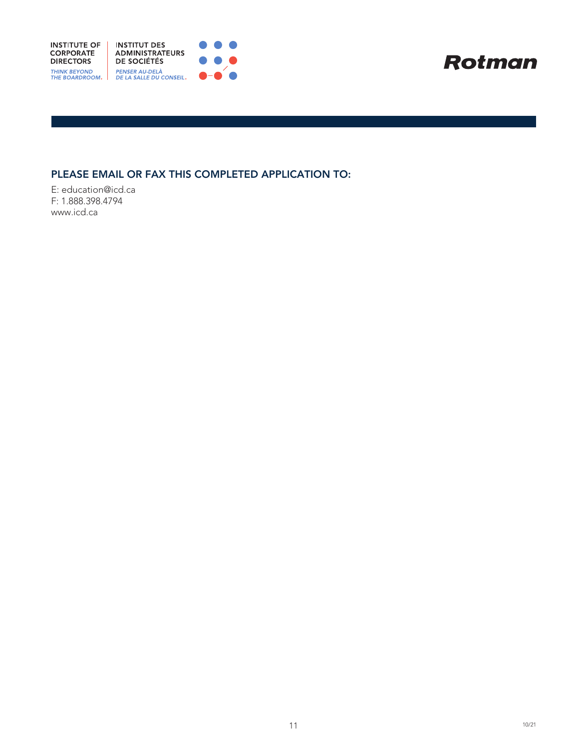## PLEASE EMAIL OR FAX THIS COMPLETED APPLICATION TO:

E: education@icd.ca
F: 1.888.398.4794
www.icd.ca